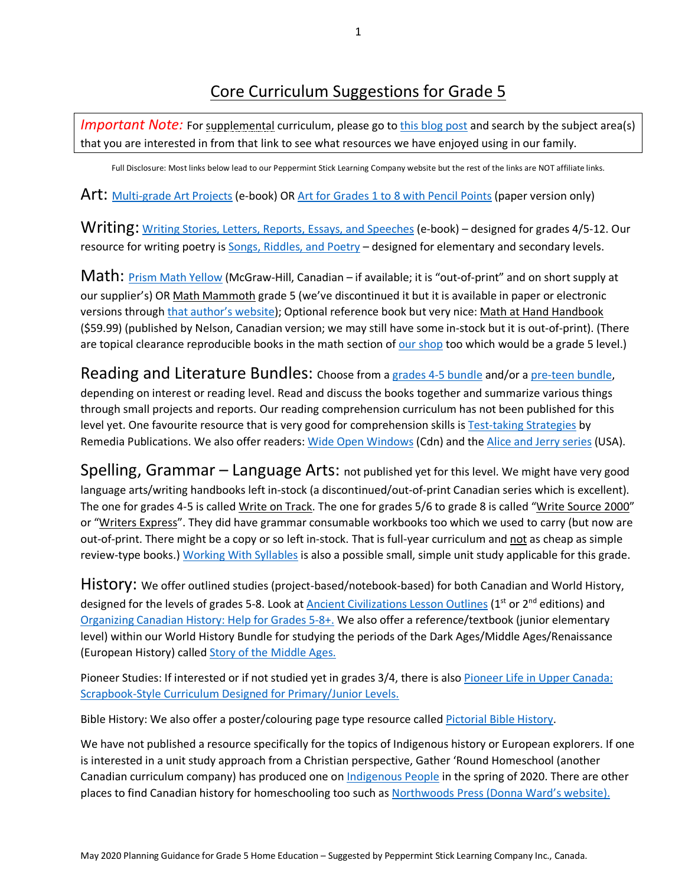# Core Curriculum Suggestions for Grade 5

> *Important Note:* For supplemental curriculum, please go to this blog post and search by the subject area(s) that you are interested in from that link to see what resources we have enjoyed using in our family.

Full Disclosure: Most links below lead to our Peppermint Stick Learning Company website but the rest of the links are NOT affiliate links.

**Art:** Multi-grade Art Projects (e-book) OR Art for Grades 1 to 8 with Pencil Points (paper version only)

**Writing:** Writing Stories, Letters, Reports, Essays, and Speeches (e-book) – designed for grades 4/5-12. Our resource for writing poetry is Songs, Riddles, and Poetry – designed for elementary and secondary levels.

**Math:** Prism Math Yellow (McGraw-Hill, Canadian – if available; it is "out-of-print" and on short supply at our supplier's) OR Math Mammoth grade 5 (we've discontinued it but it is available in paper or electronic versions through that author's website); Optional reference book but very nice: Math at Hand Handbook ($59.99) (published by Nelson, Canadian version; we may still have some in-stock but it is out-of-print). (There are topical clearance reproducible books in the math section of our shop too which would be a grade 5 level.)

**Reading and Literature Bundles:** Choose from a grades 4-5 bundle and/or a pre-teen bundle, depending on interest or reading level. Read and discuss the books together and summarize various things through small projects and reports. Our reading comprehension curriculum has not been published for this level yet. One favourite resource that is very good for comprehension skills is Test-taking Strategies by Remedia Publications. We also offer readers: Wide Open Windows (Cdn) and the Alice and Jerry series (USA).

**Spelling, Grammar – Language Arts:** not published yet for this level. We might have very good language arts/writing handbooks left in-stock (a discontinued/out-of-print Canadian series which is excellent). The one for grades 4-5 is called Write on Track. The one for grades 5/6 to grade 8 is called "Write Source 2000" or "Writers Express". They did have grammar consumable workbooks too which we used to carry (but now are out-of-print. There might be a copy or so left in-stock. That is full-year curriculum and not as cheap as simple review-type books.) Working With Syllables is also a possible small, simple unit study applicable for this grade.

**History:** We offer outlined studies (project-based/notebook-based) for both Canadian and World History, designed for the levels of grades 5-8. Look at Ancient Civilizations Lesson Outlines (1st or 2nd editions) and Organizing Canadian History: Help for Grades 5-8+. We also offer a reference/textbook (junior elementary level) within our World History Bundle for studying the periods of the Dark Ages/Middle Ages/Renaissance (European History) called Story of the Middle Ages.

Pioneer Studies: If interested or if not studied yet in grades 3/4, there is also Pioneer Life in Upper Canada: Scrapbook-Style Curriculum Designed for Primary/Junior Levels.

Bible History: We also offer a poster/colouring page type resource called Pictorial Bible History.

We have not published a resource specifically for the topics of Indigenous history or European explorers. If one is interested in a unit study approach from a Christian perspective, Gather 'Round Homeschool (another Canadian curriculum company) has produced one on Indigenous People in the spring of 2020. There are other places to find Canadian history for homeschooling too such as Northwoods Press (Donna Ward's website).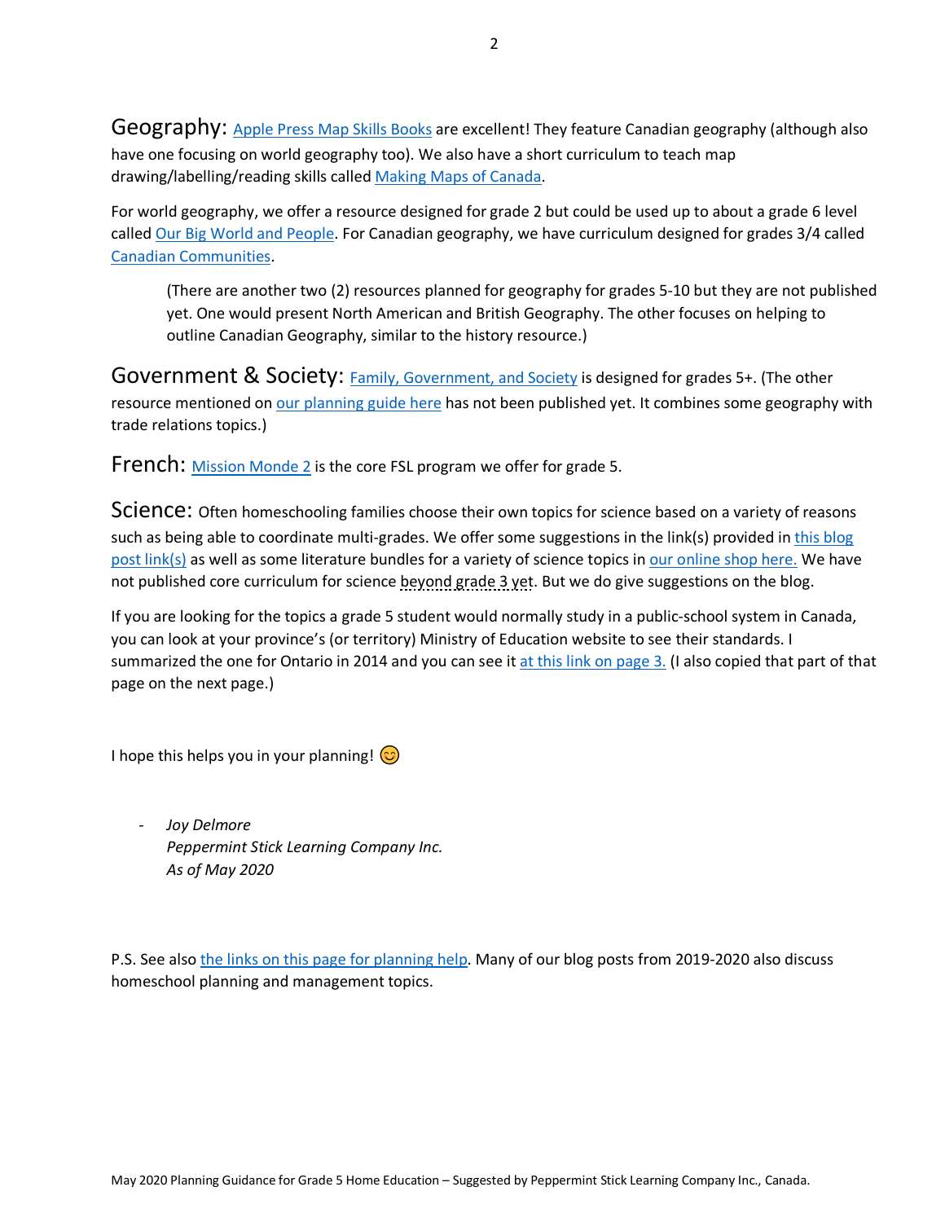**Geography:** Apple Press Map Skills Books are excellent! They feature Canadian geography (although also have one focusing on world geography too). We also have a short curriculum to teach map drawing/labelling/reading skills called Making Maps of Canada.

For world geography, we offer a resource designed for grade 2 but could be used up to about a grade 6 level called Our Big World and People. For Canadian geography, we have curriculum designed for grades 3/4 called Canadian Communities.

> (There are another two (2) resources planned for geography for grades 5-10 but they are not published yet. One would present North American and British Geography. The other focuses on helping to outline Canadian Geography, similar to the history resource.)

**Government & Society:** Family, Government, and Society is designed for grades 5+. (The other resource mentioned on our planning guide here has not been published yet. It combines some geography with trade relations topics.)

**French:** Mission Monde 2 is the core FSL program we offer for grade 5.

**Science:** Often homeschooling families choose their own topics for science based on a variety of reasons such as being able to coordinate multi-grades. We offer some suggestions in the link(s) provided in this blog post link(s) as well as some literature bundles for a variety of science topics in our online shop here. We have not published core curriculum for science beyond grade 3 yet. But we do give suggestions on the blog.

If you are looking for the topics a grade 5 student would normally study in a public-school system in Canada, you can look at your province's (or territory) Ministry of Education website to see their standards. I summarized the one for Ontario in 2014 and you can see it at this link on page 3. (I also copied that part of that page on the next page.)

I hope this helps you in your planning! 😊

- *Joy Delmore*
  *Peppermint Stick Learning Company Inc.*
  *As of May 2020*

P.S. See also the links on this page for planning help. Many of our blog posts from 2019-2020 also discuss homeschool planning and management topics.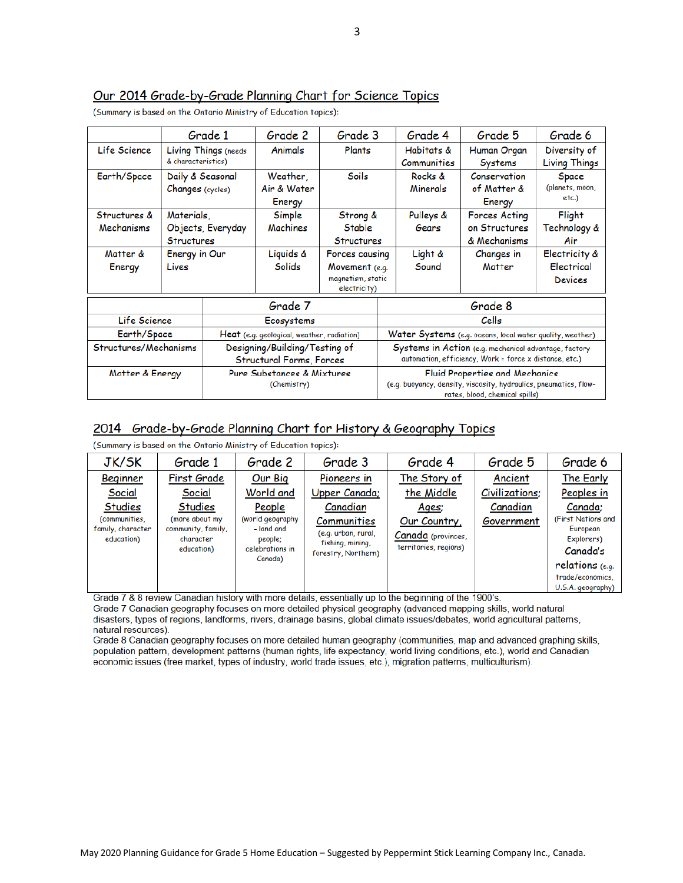## Our 2014 Grade-by-Grade Planning Chart for Science Topics

(Summary is based on the Ontario Ministry of Education topics):

| | Grade 1 | Grade 2 | Grade 3 | Grade 4 | Grade 5 | Grade 6 |
|---|---|---|---|---|---|---|
| Life Science | Living Things (needs & characteristics) | Animals | Plants | Habitats & Communities | Human Organ Systems | Diversity of Living Things |
| Earth/Space | Daily & Seasonal Changes (cycles) | Weather, Air & Water Energy | Soils | Rocks & Minerals | Conservation of Matter & Energy | Space (planets, moon, etc.) |
| Structures & Mechanisms | Materials, Objects, Everyday Structures | Simple Machines | Strong & Stable Structures | Pulleys & Gears | Forces Acting on Structures & Mechanisms | Flight Technology & Air |
| Matter & Energy | Energy in Our Lives | Liquids & Solids | Forces causing Movement (e.g. magnetism, static electricity) | Light & Sound | Changes in Matter | Electricity & Electrical Devices |

| | Grade 7 | Grade 8 |
|---|---|---|
| Life Science | Ecosystems | Cells |
| Earth/Space | Heat (e.g. geological, weather, radiation) | Water Systems (e.g. oceans, local water quality, weather) |
| Structures/Mechanisms | Designing/Building/Testing of Structural Forms, Forces | Systems in Action (e.g. mechanical advantage, factory automation, efficiency, Work = force x distance, etc.) |
| Matter & Energy | Pure Substances & Mixtures (Chemistry) | Fluid Properties and Mechanics (e.g. buoyancy, density, viscosity, hydraulics, pneumatics, flow-rates, blood, chemical spills) |

## 2014 Grade-by-Grade Planning Chart for History & Geography Topics

(Summary is based on the Ontario Ministry of Education topics):

| JK/SK | Grade 1 | Grade 2 | Grade 3 | Grade 4 | Grade 5 | Grade 6 |
|---|---|---|---|---|---|---|
| Beginner Social Studies (communities, family, character education) | First Grade Social Studies (more about my community, family, character education) | Our Big World and People (world geography – land and people; celebrations in Canada) | Pioneers in Upper Canada; Canadian Communities (e.g. urban, rural, fishing, mining, forestry, Northern) | The Story of the Middle Ages; Our Country, Canada (provinces, territories, regions) | Ancient Civilizations; Canadian Government | The Early Peoples in Canada; (First Nations and European Explorers) Canada's relations (e.g. trade/economics, U.S.A. geography) |

Grade 7 & 8 review Canadian history with more details, essentially up to the beginning of the 1900's.

Grade 7 Canadian geography focuses on more detailed physical geography (advanced mapping skills, world natural disasters, types of regions, landforms, rivers, drainage basins, global climate issues/debates, world agricultural patterns, natural resources).

Grade 8 Canadian geography focuses on more detailed human geography (communities, map and advanced graphing skills, population pattern, development patterns (human rights, life expectancy, world living conditions, etc.), world and Canadian economic issues (free market, types of industry, world trade issues, etc.), migration patterns, multiculturism).